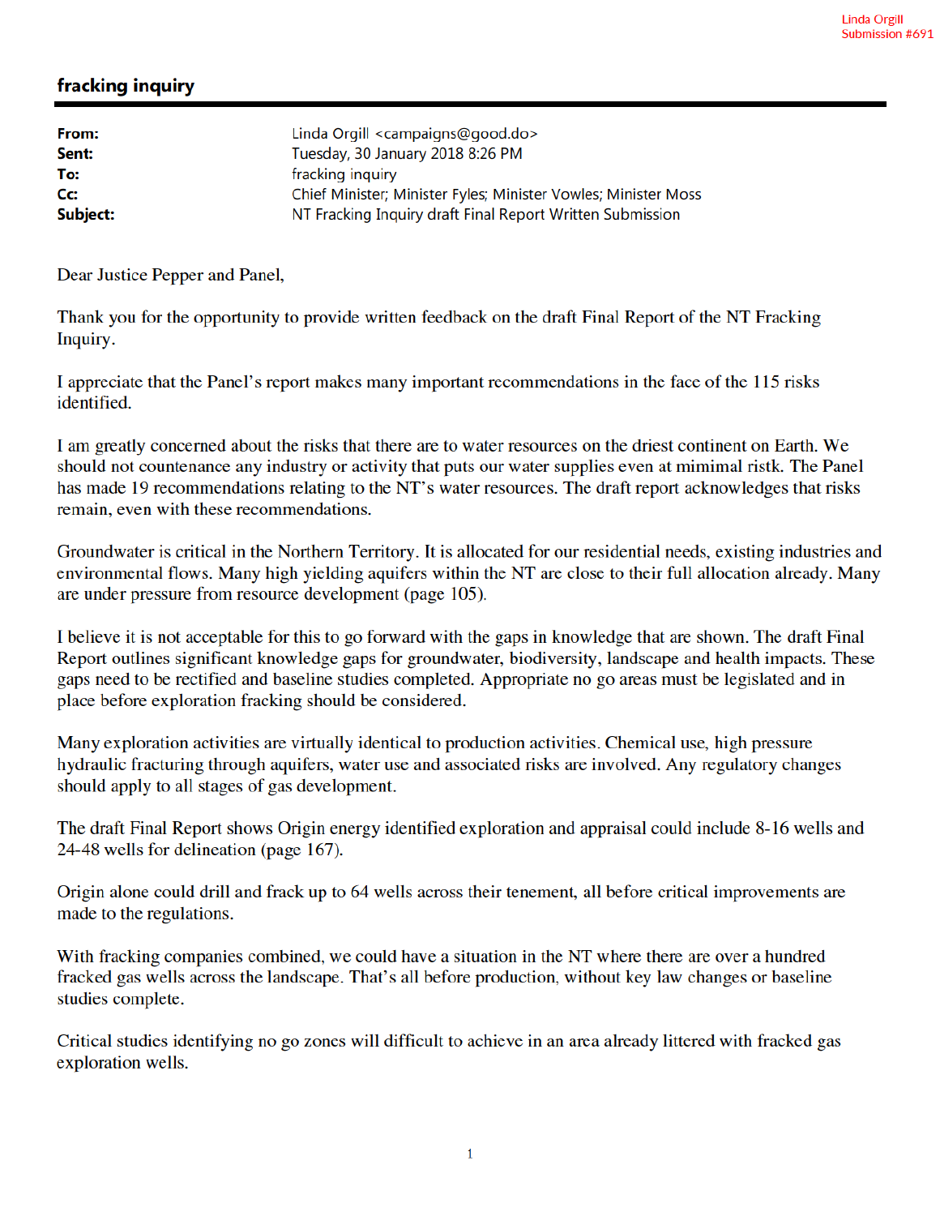Linda Orgill
Submission #691

## fracking inquiry

| | |
|---|---|
| **From:** | Linda Orgill <campaigns@good.do> |
| **Sent:** | Tuesday, 30 January 2018 8:26 PM |
| **To:** | fracking inquiry |
| **Cc:** | Chief Minister; Minister Fyles; Minister Vowles; Minister Moss |
| **Subject:** | NT Fracking Inquiry draft Final Report Written Submission |

Dear Justice Pepper and Panel,

Thank you for the opportunity to provide written feedback on the draft Final Report of the NT Fracking Inquiry.

I appreciate that the Panel's report makes many important recommendations in the face of the 115 risks identified.

I am greatly concerned about the risks that there are to water resources on the driest continent on Earth. We should not countenance any industry or activity that puts our water supplies even at mimimal ristk. The Panel has made 19 recommendations relating to the NT's water resources. The draft report acknowledges that risks remain, even with these recommendations.

Groundwater is critical in the Northern Territory. It is allocated for our residential needs, existing industries and environmental flows. Many high yielding aquifers within the NT are close to their full allocation already. Many are under pressure from resource development (page 105).

I believe it is not acceptable for this to go forward with the gaps in knowledge that are shown. The draft Final Report outlines significant knowledge gaps for groundwater, biodiversity, landscape and health impacts. These gaps need to be rectified and baseline studies completed. Appropriate no go areas must be legislated and in place before exploration fracking should be considered.

Many exploration activities are virtually identical to production activities. Chemical use, high pressure hydraulic fracturing through aquifers, water use and associated risks are involved. Any regulatory changes should apply to all stages of gas development.

The draft Final Report shows Origin energy identified exploration and appraisal could include 8-16 wells and 24-48 wells for delineation (page 167).

Origin alone could drill and frack up to 64 wells across their tenement, all before critical improvements are made to the regulations.

With fracking companies combined, we could have a situation in the NT where there are over a hundred fracked gas wells across the landscape. That's all before production, without key law changes or baseline studies complete.

Critical studies identifying no go zones will difficult to achieve in an area already littered with fracked gas exploration wells.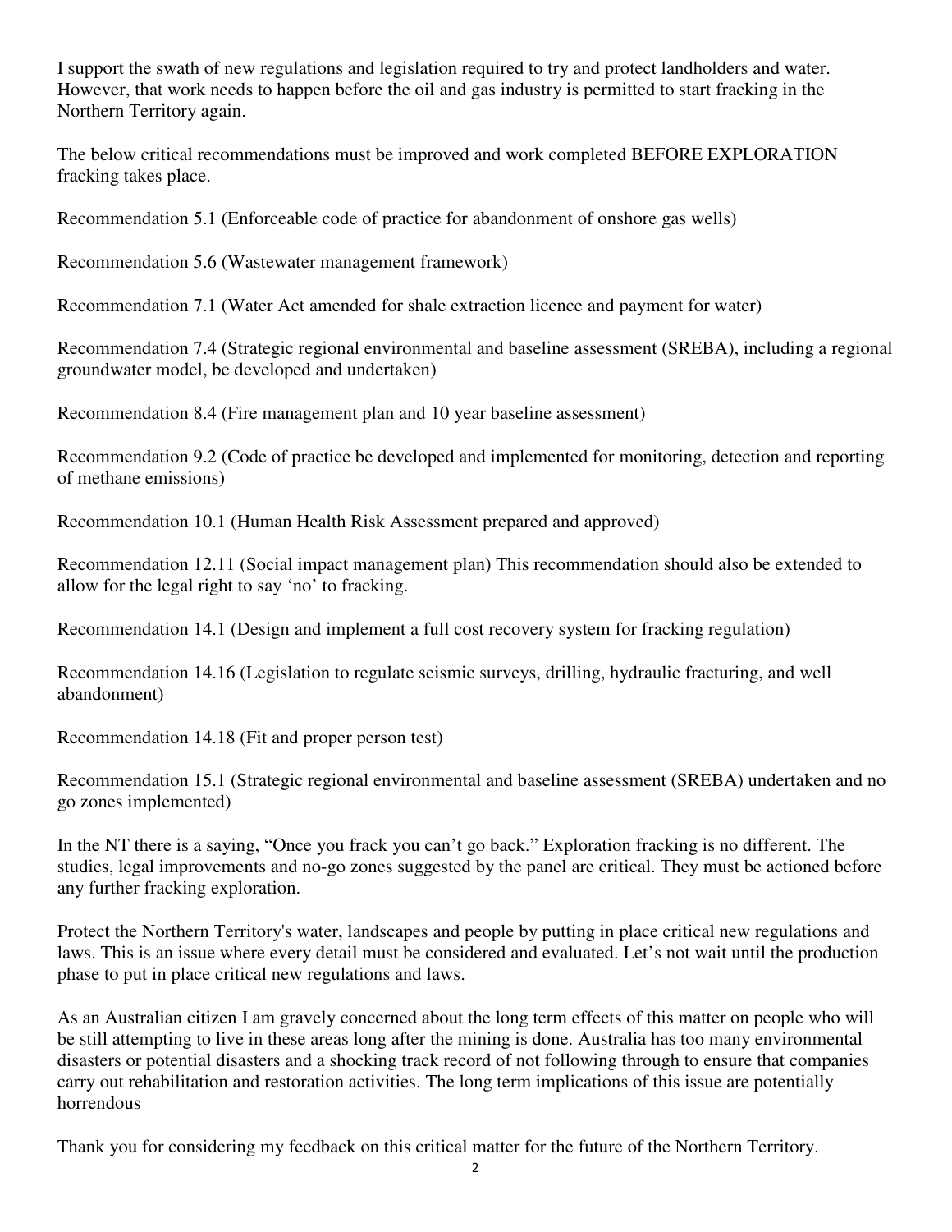I support the swath of new regulations and legislation required to try and protect landholders and water. However, that work needs to happen before the oil and gas industry is permitted to start fracking in the Northern Territory again.

The below critical recommendations must be improved and work completed BEFORE EXPLORATION fracking takes place.

Recommendation 5.1 (Enforceable code of practice for abandonment of onshore gas wells)

Recommendation 5.6 (Wastewater management framework)

Recommendation 7.1 (Water Act amended for shale extraction licence and payment for water)

Recommendation 7.4 (Strategic regional environmental and baseline assessment (SREBA), including a regional groundwater model, be developed and undertaken)

Recommendation 8.4 (Fire management plan and 10 year baseline assessment)

Recommendation 9.2 (Code of practice be developed and implemented for monitoring, detection and reporting of methane emissions)

Recommendation 10.1 (Human Health Risk Assessment prepared and approved)

Recommendation 12.11 (Social impact management plan) This recommendation should also be extended to allow for the legal right to say 'no' to fracking.

Recommendation 14.1 (Design and implement a full cost recovery system for fracking regulation)

Recommendation 14.16 (Legislation to regulate seismic surveys, drilling, hydraulic fracturing, and well abandonment)

Recommendation 14.18 (Fit and proper person test)

Recommendation 15.1 (Strategic regional environmental and baseline assessment (SREBA) undertaken and no go zones implemented)

In the NT there is a saying, "Once you frack you can't go back." Exploration fracking is no different. The studies, legal improvements and no-go zones suggested by the panel are critical. They must be actioned before any further fracking exploration.

Protect the Northern Territory's water, landscapes and people by putting in place critical new regulations and laws. This is an issue where every detail must be considered and evaluated. Let's not wait until the production phase to put in place critical new regulations and laws.

As an Australian citizen I am gravely concerned about the long term effects of this matter on people who will be still attempting to live in these areas long after the mining is done. Australia has too many environmental disasters or potential disasters and a shocking track record of not following through to ensure that companies carry out rehabilitation and restoration activities. The long term implications of this issue are potentially horrendous

Thank you for considering my feedback on this critical matter for the future of the Northern Territory.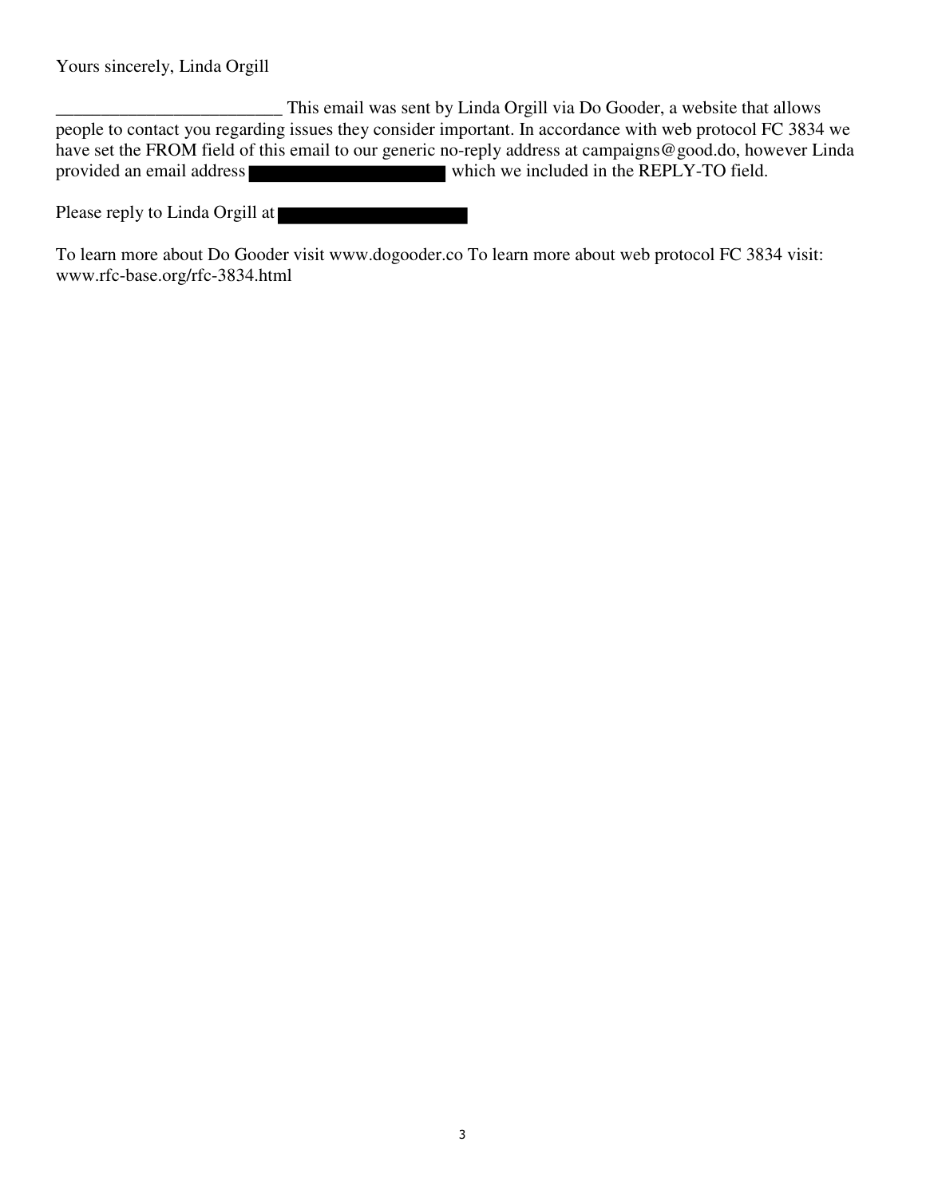Yours sincerely, Linda Orgill

_________________________ This email was sent by Linda Orgill via Do Gooder, a website that allows people to contact you regarding issues they consider important. In accordance with web protocol FC 3834 we have set the FROM field of this email to our generic no-reply address at campaigns@good.do, however Linda provided an email address ██████████████ which we included in the REPLY-TO field.

Please reply to Linda Orgill at ██████████████

To learn more about Do Gooder visit www.dogooder.co To learn more about web protocol FC 3834 visit: www.rfc-base.org/rfc-3834.html